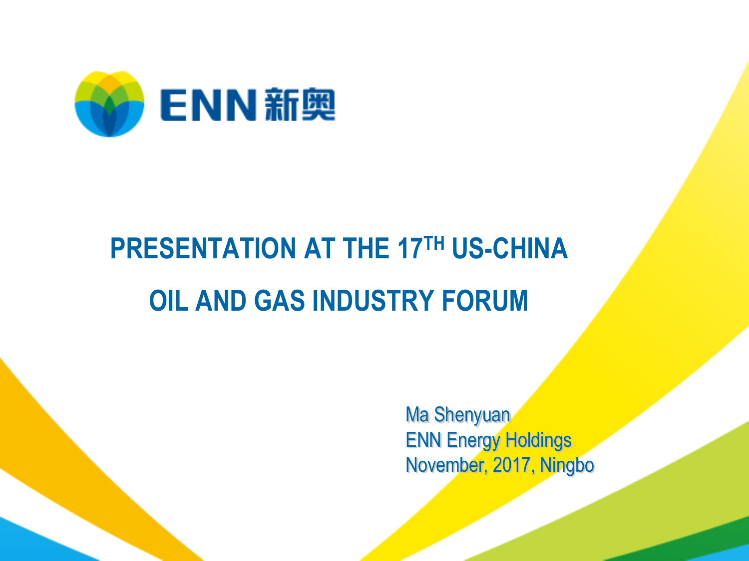ENN 新奥

# PRESENTATION AT THE 17TH US-CHINA OIL AND GAS INDUSTRY FORUM

Ma Shenyuan
ENN Energy Holdings
November, 2017, Ningbo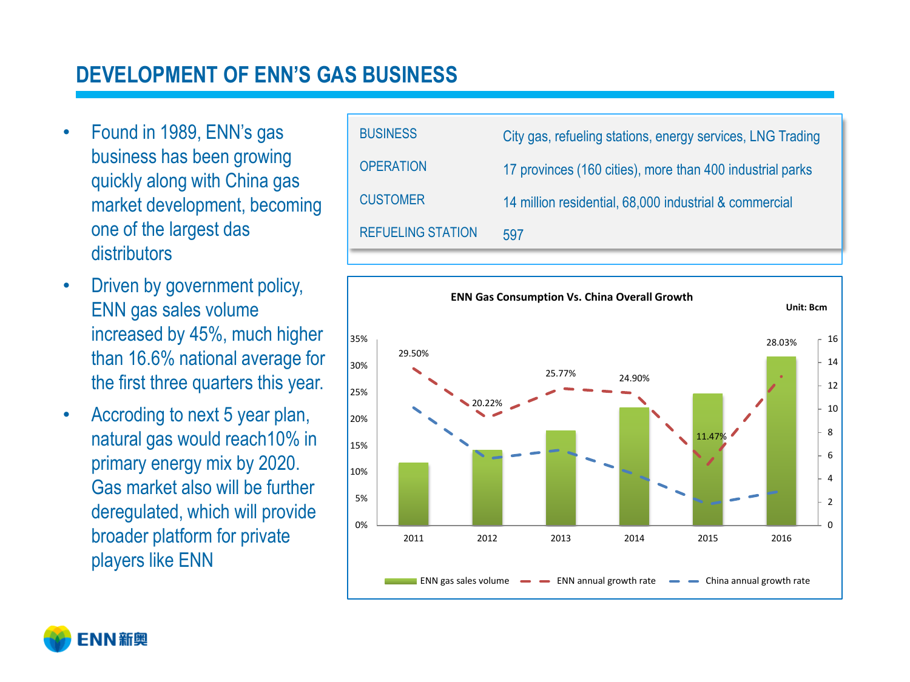# DEVELOPMENT OF ENN'S GAS BUSINESS

- Found in 1989, ENN's gas business has been growing quickly along with China gas market development, becoming one of the largest das distributors
- Driven by government policy, ENN gas sales volume increased by 45%, much higher than 16.6% national average for the first three quarters this year.
- Accroding to next 5 year plan, natural gas would reach10% in primary energy mix by 2020. Gas market also will be further deregulated, which will provide broader platform for private players like ENN

| | |
|---|---|
| BUSINESS | City gas, refueling stations, energy services, LNG Trading |
| OPERATION | 17 provinces (160 cities), more than 400 industrial parks |
| CUSTOMER | 14 million residential, 68,000 industrial & commercial |
| REFUELING STATION | 597 |

**ENN Gas Consumption Vs. China Overall Growth**

Unit: Bcm

| Year | ENN annual growth rate |
|---|---|
| 2011 | 29.50% |
| 2012 | 20.22% |
| 2013 | 25.77% |
| 2014 | 24.90% |
| 2015 | 11.47% |
| 2016 | 28.03% |

Legend: ENN gas sales volume; ENN annual growth rate; China annual growth rate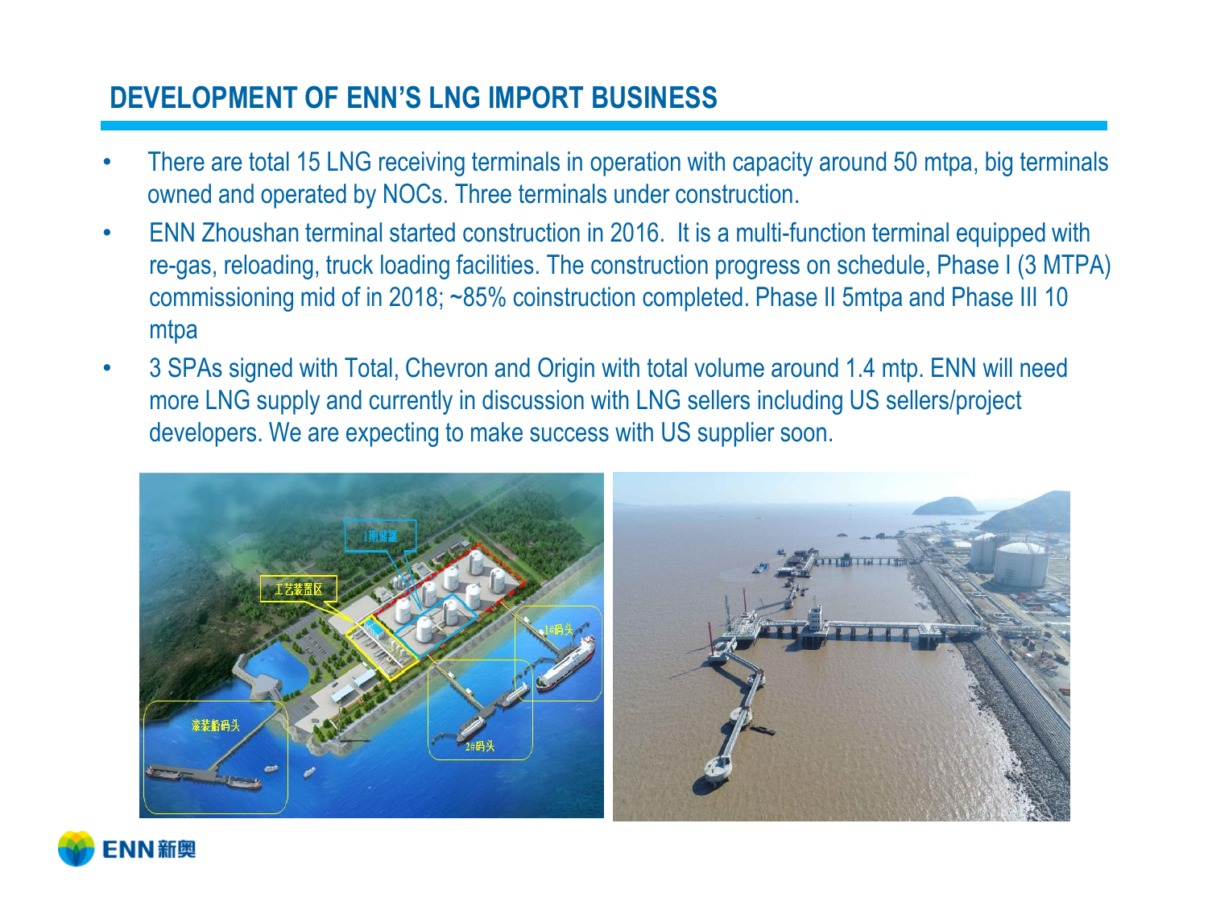## DEVELOPMENT OF ENN'S LNG IMPORT BUSINESS

- There are total 15 LNG receiving terminals in operation with capacity around 50 mtpa, big terminals owned and operated by NOCs. Three terminals under construction.
- ENN Zhoushan terminal started construction in 2016. It is a multi-function terminal equipped with re-gas, reloading, truck loading facilities. The construction progress on schedule, Phase I (3 MTPA) commissioning mid of in 2018; ~85% coinstruction completed. Phase II 5mtpa and Phase III 10 mtpa
- 3 SPAs signed with Total, Chevron and Origin with total volume around 1.4 mtp. ENN will need more LNG supply and currently in discussion with LNG sellers including US sellers/project developers. We are expecting to make success with US supplier soon.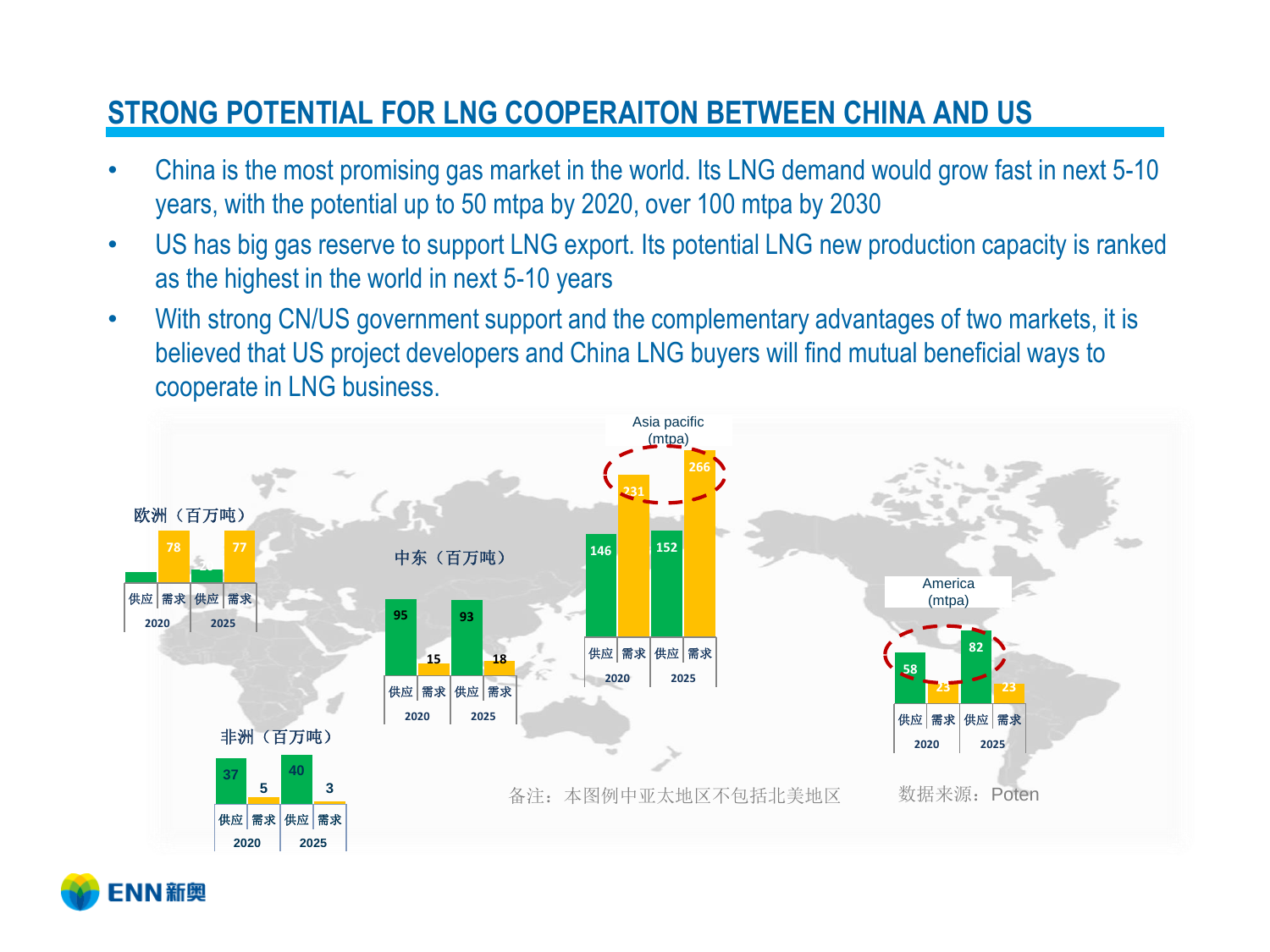# STRONG POTENTIAL FOR LNG COOPERAITON BETWEEN CHINA AND US

- China is the most promising gas market in the world. Its LNG demand would grow fast in next 5-10 years, with the potential up to 50 mtpa by 2020, over 100 mtpa by 2030
- US has big gas reserve to support LNG export. Its potential LNG new production capacity is ranked as the highest in the world in next 5-10 years
- With strong CN/US government support and the complementary advantages of two markets, it is believed that US project developers and China LNG buyers will find mutual beneficial ways to cooperate in LNG business.

欧洲（百万吨）

| | 2020 | | 2025 | |
|---|---|---|---|---|
| | 供应 | 需求 | 供应 | 需求 |
| 欧洲（百万吨） | | 78 | | 77 |

中东（百万吨）

| | 2020 | | 2025 | |
|---|---|---|---|---|
| | 供应 | 需求 | 供应 | 需求 |
| 中东（百万吨） | 95 | 15 | 93 | 18 |

Asia pacific (mtpa)

| | 2020 | | 2025 | |
|---|---|---|---|---|
| | 供应 | 需求 | 供应 | 需求 |
| Asia pacific (mtpa) | 146 | 231 | 152 | 266 |

America (mtpa)

| | 2020 | | 2025 | |
|---|---|---|---|---|
| | 供应 | 需求 | 供应 | 需求 |
| America (mtpa) | 58 | 23 | 82 | 23 |

非洲（百万吨）

| | 2020 | | 2025 | |
|---|---|---|---|---|
| | 供应 | 需求 | 供应 | 需求 |
| 非洲（百万吨） | 37 | 5 | 40 | 3 |

备注：本图例中亚太地区不包括北美地区

数据来源：Poten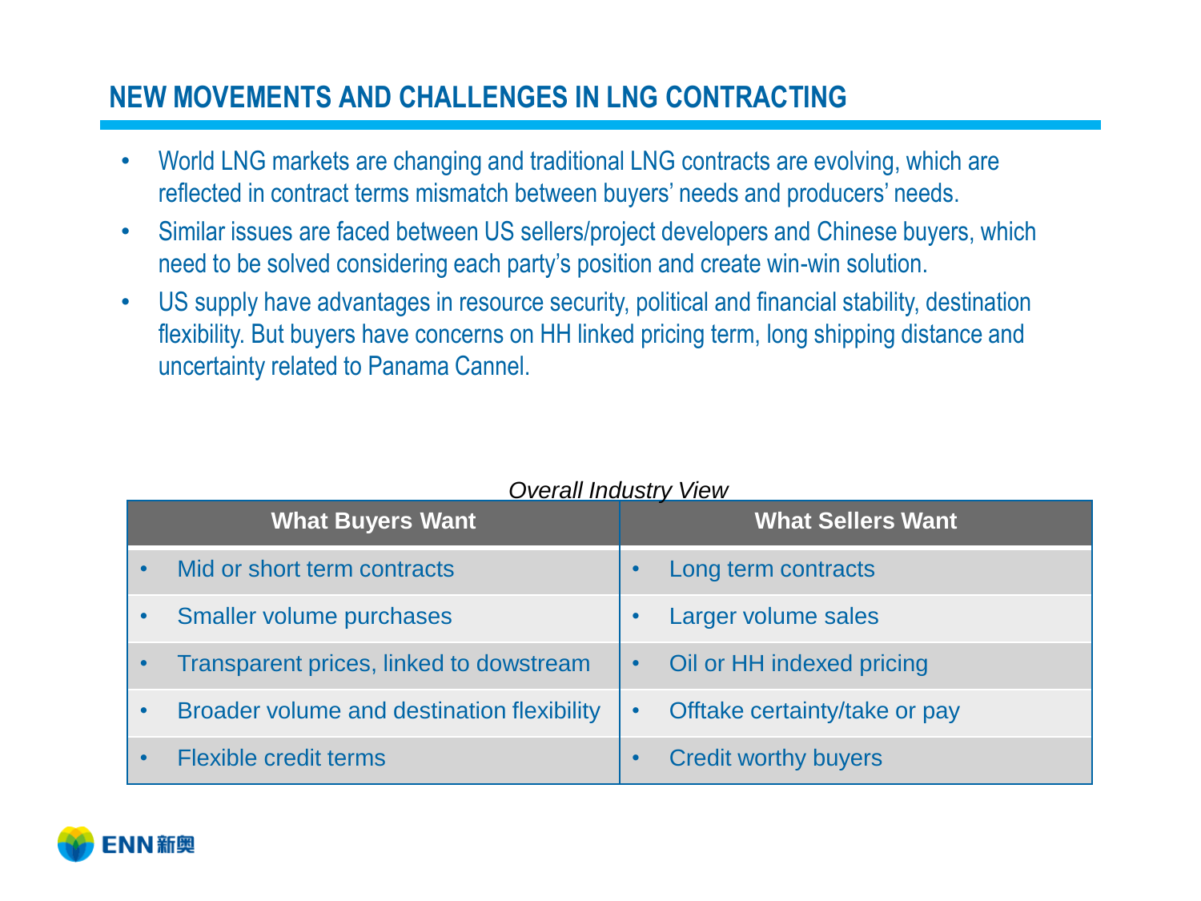## NEW MOVEMENTS AND CHALLENGES IN LNG CONTRACTING

- World LNG markets are changing and traditional LNG contracts are evolving, which are reflected in contract terms mismatch between buyers' needs and producers' needs.
- Similar issues are faced between US sellers/project developers and Chinese buyers, which need to be solved considering each party's position and create win-win solution.
- US supply have advantages in resource security, political and financial stability, destination flexibility. But buyers have concerns on HH linked pricing term, long shipping distance and uncertainty related to Panama Cannel.

*Overall Industry View*

| What Buyers Want | What Sellers Want |
|---|---|
| • Mid or short term contracts | • Long term contracts |
| • Smaller volume purchases | • Larger volume sales |
| • Transparent prices, linked to dowstream | • Oil or HH indexed pricing |
| • Broader volume and destination flexibility | • Offtake certainty/take or pay |
| • Flexible credit terms | • Credit worthy buyers |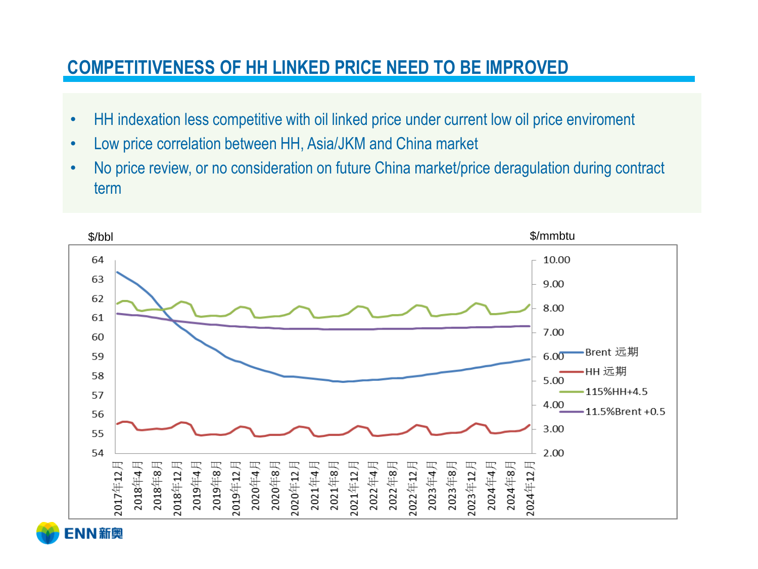# COMPETITIVENESS OF HH LINKED PRICE NEED TO BE IMPROVED

- HH indexation less competitive with oil linked price under current low oil price enviroment
- Low price correlation between HH, Asia/JKM and China market
- No price review, or no consideration on future China market/price deragulation during contract term

$/bbl

$/mmbtu

Brent 远期

HH 远期

115%HH+4.5

11.5%Brent +0.5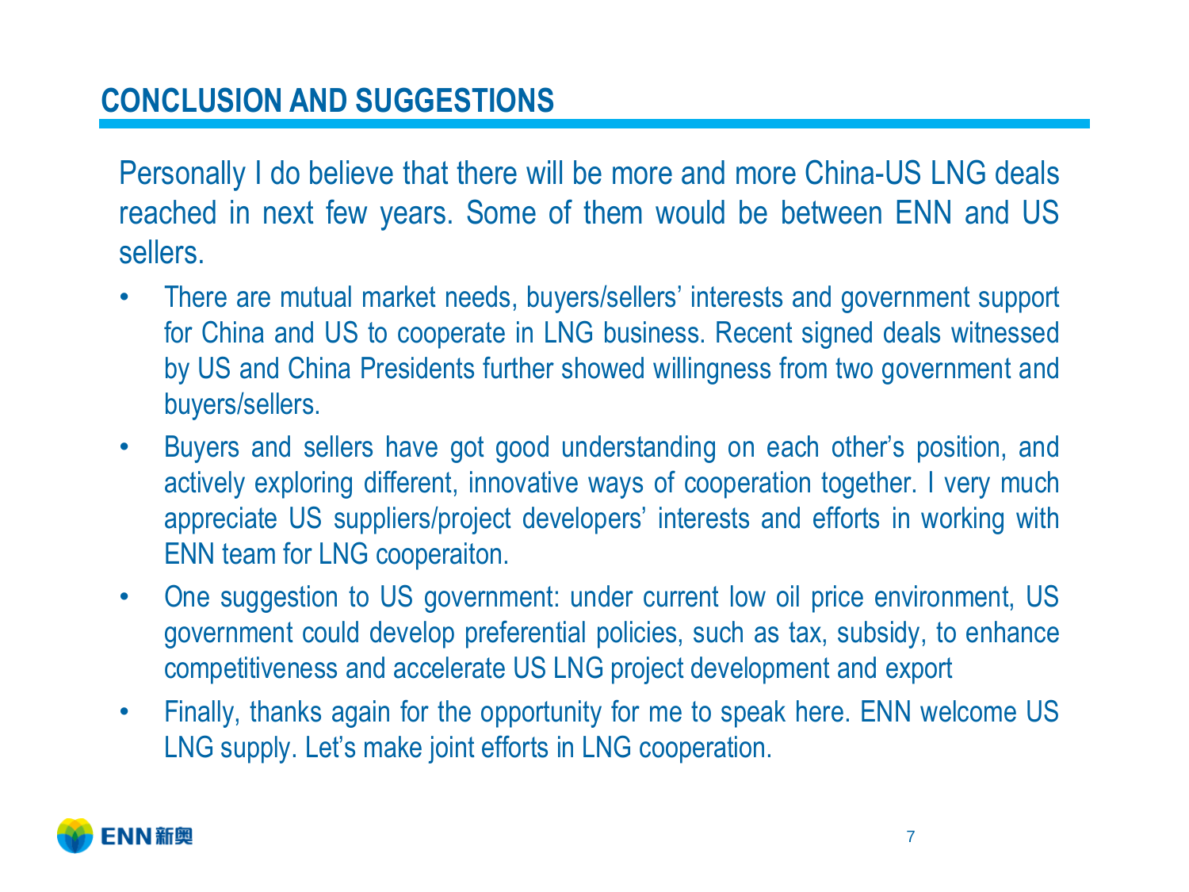## CONCLUSION AND SUGGESTIONS

Personally I do believe that there will be more and more China-US LNG deals reached in next few years. Some of them would be between ENN and US sellers.

- There are mutual market needs, buyers/sellers' interests and government support for China and US to cooperate in LNG business. Recent signed deals witnessed by US and China Presidents further showed willingness from two government and buyers/sellers.
- Buyers and sellers have got good understanding on each other's position, and actively exploring different, innovative ways of cooperation together. I very much appreciate US suppliers/project developers' interests and efforts in working with ENN team for LNG cooperaiton.
- One suggestion to US government: under current low oil price environment, US government could develop preferential policies, such as tax, subsidy, to enhance competitiveness and accelerate US LNG project development and export
- Finally, thanks again for the opportunity for me to speak here. ENN welcome US LNG supply. Let's make joint efforts in LNG cooperation.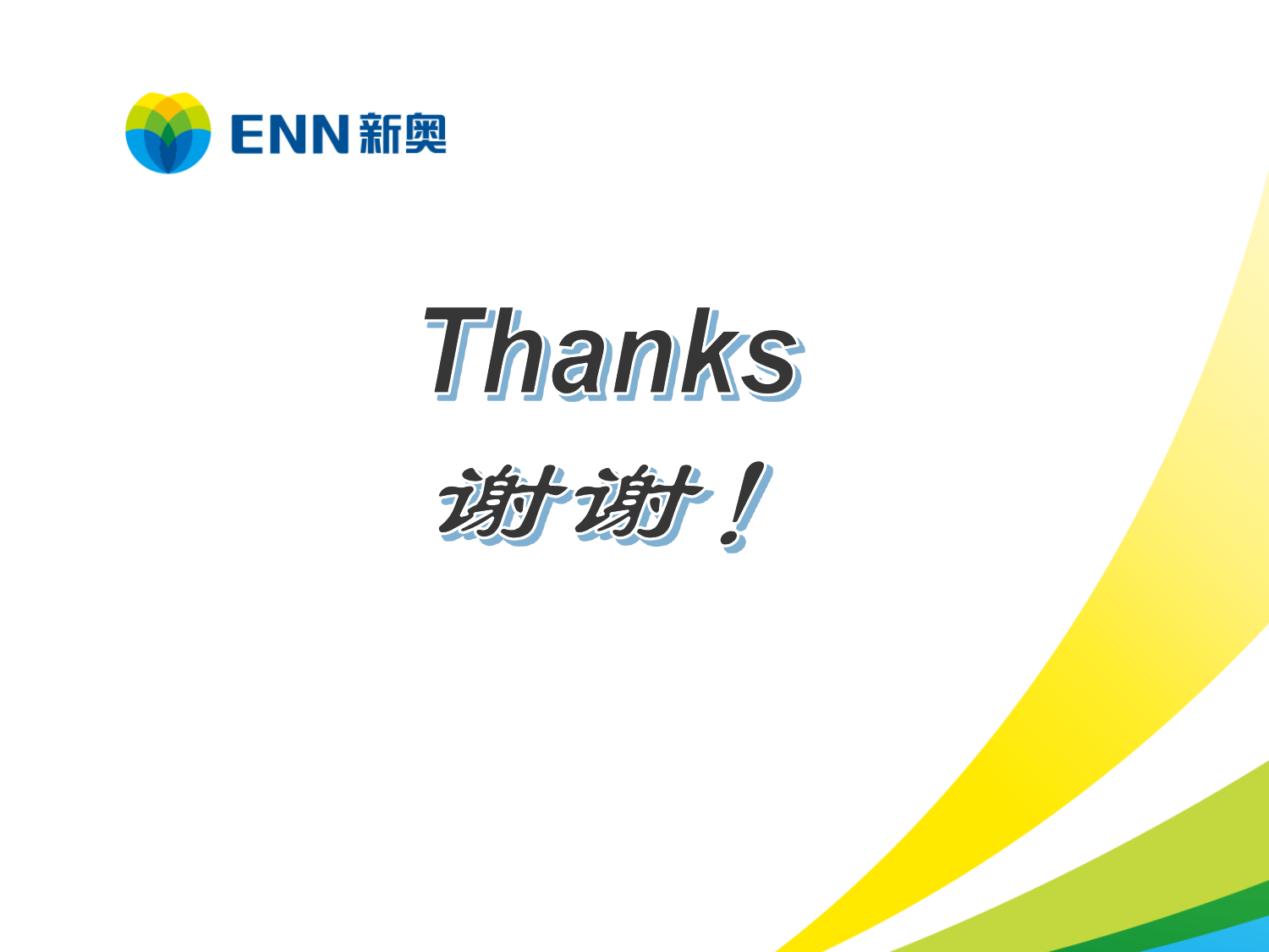ENN 新奥

# Thanks

# 谢谢！